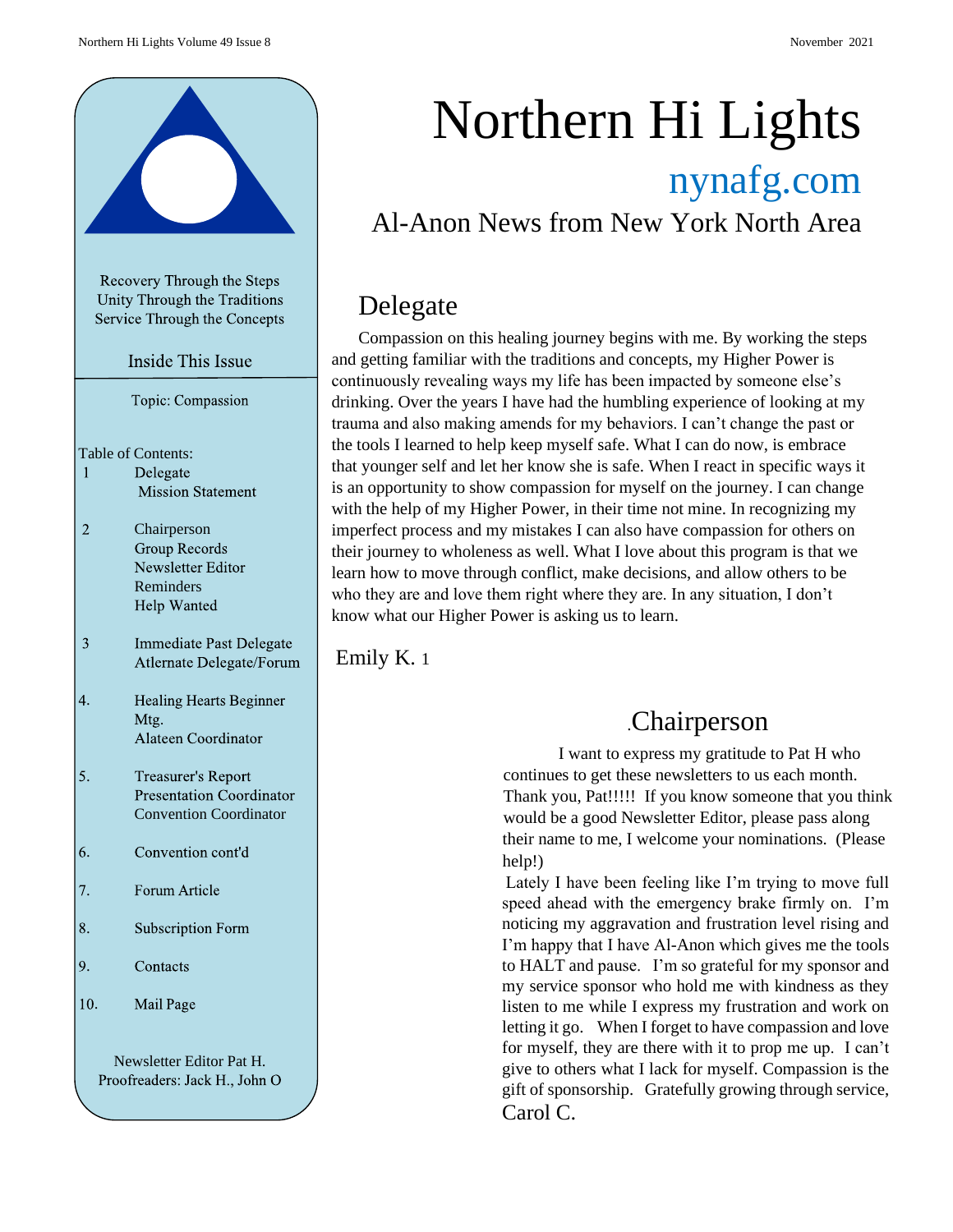# Northern Hi Lights

## nynafg.com

### Al-Anon News from New York North Area

Recovery Through the Steps
Unity Through the Traditions
Service Through the Concepts

**Inside This Issue**

Topic: Compassion

Table of Contents:

| | |
|---|---|
| 1 | Delegate<br>Mission Statement |
| 2 | Chairperson<br>Group Records<br>Newsletter Editor<br>Reminders<br>Help Wanted |
| 3 | Immediate Past Delegate<br>Atlernate Delegate/Forum |
| 4. | Healing Hearts Beginner Mtg.<br>Alateen Coordinator |
| 5. | Treasurer's Report<br>Presentation Coordinator<br>Convention Coordinator |
| 6. | Convention cont'd |
| 7. | Forum Article |
| 8. | Subscription Form |
| 9. | Contacts |
| 10. | Mail Page |

Newsletter Editor Pat H.
Proofreaders: Jack H., John O

## Delegate

Compassion on this healing journey begins with me. By working the steps and getting familiar with the traditions and concepts, my Higher Power is continuously revealing ways my life has been impacted by someone else's drinking. Over the years I have had the humbling experience of looking at my trauma and also making amends for my behaviors. I can't change the past or the tools I learned to help keep myself safe. What I can do now, is embrace that younger self and let her know she is safe. When I react in specific ways it is an opportunity to show compassion for myself on the journey. I can change with the help of my Higher Power, in their time not mine. In recognizing my imperfect process and my mistakes I can also have compassion for others on their journey to wholeness as well. What I love about this program is that we learn how to move through conflict, make decisions, and allow others to be who they are and love them right where they are. In any situation, I don't know what our Higher Power is asking us to learn.

Emily K. 1

## .Chairperson

I want to express my gratitude to Pat H who continues to get these newsletters to us each month. Thank you, Pat!!!!! If you know someone that you think would be a good Newsletter Editor, please pass along their name to me, I welcome your nominations. (Please help!)

Lately I have been feeling like I'm trying to move full speed ahead with the emergency brake firmly on. I'm noticing my aggravation and frustration level rising and I'm happy that I have Al-Anon which gives me the tools to HALT and pause. I'm so grateful for my sponsor and my service sponsor who hold me with kindness as they listen to me while I express my frustration and work on letting it go. When I forget to have compassion and love for myself, they are there with it to prop me up. I can't give to others what I lack for myself. Compassion is the gift of sponsorship. Gratefully growing through service,

Carol C.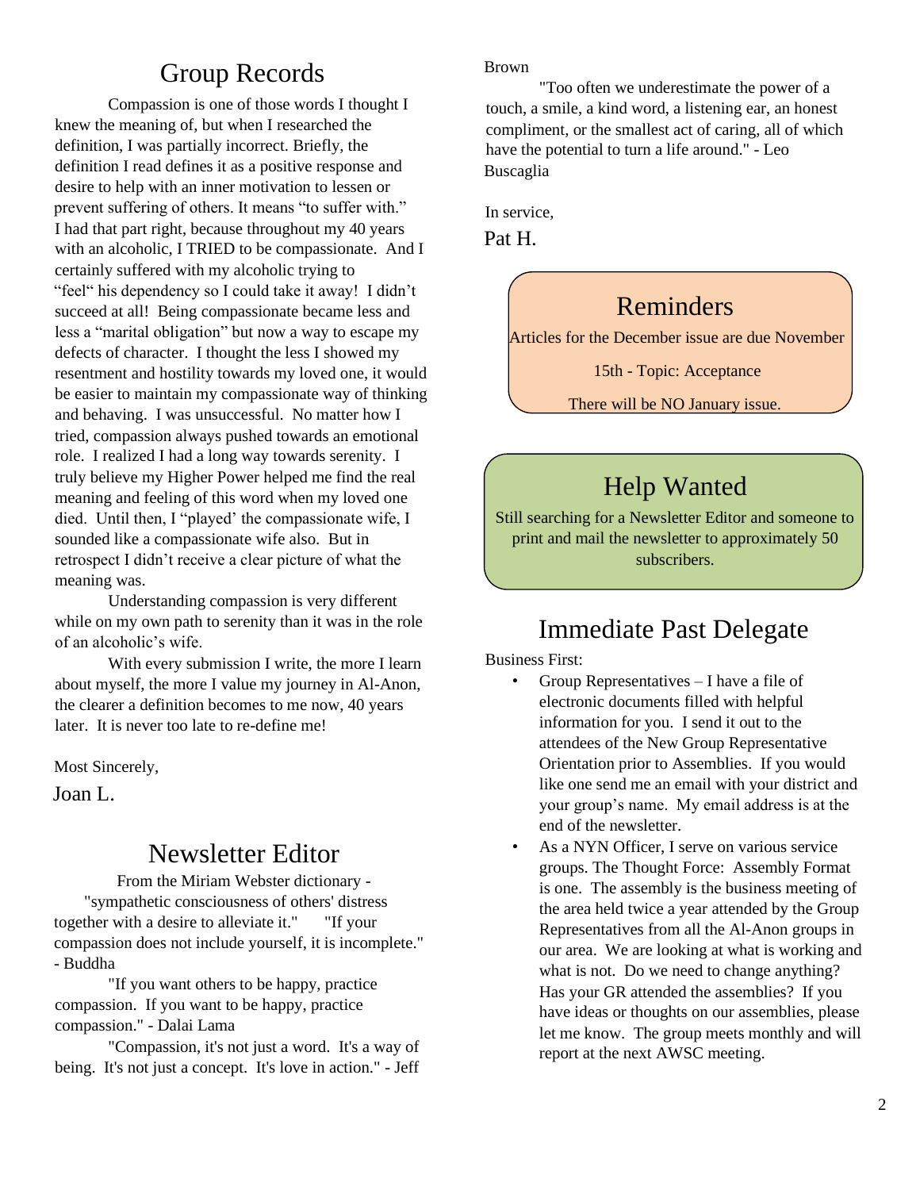## Group Records

Compassion is one of those words I thought I knew the meaning of, but when I researched the definition, I was partially incorrect. Briefly, the definition I read defines it as a positive response and desire to help with an inner motivation to lessen or prevent suffering of others. It means "to suffer with." I had that part right, because throughout my 40 years with an alcoholic, I TRIED to be compassionate. And I certainly suffered with my alcoholic trying to "feel" his dependency so I could take it away! I didn't succeed at all! Being compassionate became less and less a "marital obligation" but now a way to escape my defects of character. I thought the less I showed my resentment and hostility towards my loved one, it would be easier to maintain my compassionate way of thinking and behaving. I was unsuccessful. No matter how I tried, compassion always pushed towards an emotional role. I realized I had a long way towards serenity. I truly believe my Higher Power helped me find the real meaning and feeling of this word when my loved one died. Until then, I "played' the compassionate wife, I sounded like a compassionate wife also. But in retrospect I didn't receive a clear picture of what the meaning was.

Understanding compassion is very different while on my own path to serenity than it was in the role of an alcoholic's wife.

With every submission I write, the more I learn about myself, the more I value my journey in Al-Anon, the clearer a definition becomes to me now, 40 years later. It is never too late to re-define me!

Most Sincerely,

Joan L.

## Newsletter Editor

From the Miriam Webster dictionary - "sympathetic consciousness of others' distress together with a desire to alleviate it." "If your compassion does not include yourself, it is incomplete." - Buddha

"If you want others to be happy, practice compassion. If you want to be happy, practice compassion." - Dalai Lama

"Compassion, it's not just a word. It's a way of being. It's not just a concept. It's love in action." - Jeff Brown

"Too often we underestimate the power of a touch, a smile, a kind word, a listening ear, an honest compliment, or the smallest act of caring, all of which have the potential to turn a life around." - Leo Buscaglia

In service,

Pat H.

## Reminders

Articles for the December issue are due November 15th - Topic: Acceptance

There will be NO January issue.

## Help Wanted

Still searching for a Newsletter Editor and someone to print and mail the newsletter to approximately 50 subscribers.

## Immediate Past Delegate

Business First:

- Group Representatives – I have a file of electronic documents filled with helpful information for you. I send it out to the attendees of the New Group Representative Orientation prior to Assemblies. If you would like one send me an email with your district and your group's name. My email address is at the end of the newsletter.
- As a NYN Officer, I serve on various service groups. The Thought Force: Assembly Format is one. The assembly is the business meeting of the area held twice a year attended by the Group Representatives from all the Al-Anon groups in our area. We are looking at what is working and what is not. Do we need to change anything? Has your GR attended the assemblies? If you have ideas or thoughts on our assemblies, please let me know. The group meets monthly and will report at the next AWSC meeting.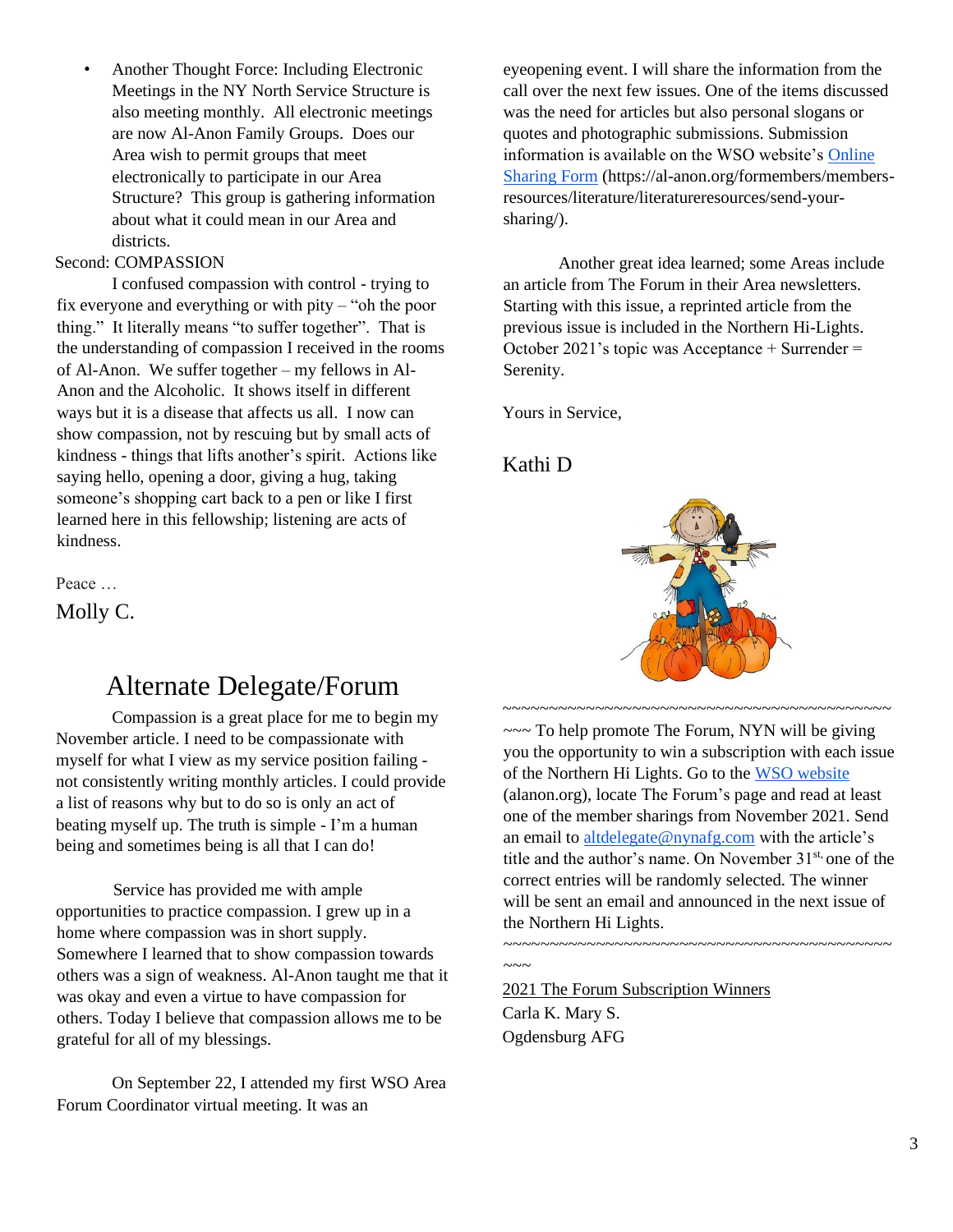- Another Thought Force: Including Electronic Meetings in the NY North Service Structure is also meeting monthly. All electronic meetings are now Al-Anon Family Groups. Does our Area wish to permit groups that meet electronically to participate in our Area Structure? This group is gathering information about what it could mean in our Area and districts.

Second: COMPASSION

I confused compassion with control - trying to fix everyone and everything or with pity – "oh the poor thing." It literally means "to suffer together". That is the understanding of compassion I received in the rooms of Al-Anon. We suffer together – my fellows in Al-Anon and the Alcoholic. It shows itself in different ways but it is a disease that affects us all. I now can show compassion, not by rescuing but by small acts of kindness - things that lifts another's spirit. Actions like saying hello, opening a door, giving a hug, taking someone's shopping cart back to a pen or like I first learned here in this fellowship; listening are acts of kindness.

Peace …

Molly C.

## Alternate Delegate/Forum

Compassion is a great place for me to begin my November article. I need to be compassionate with myself for what I view as my service position failing - not consistently writing monthly articles. I could provide a list of reasons why but to do so is only an act of beating myself up. The truth is simple - I'm a human being and sometimes being is all that I can do!

Service has provided me with ample opportunities to practice compassion. I grew up in a home where compassion was in short supply. Somewhere I learned that to show compassion towards others was a sign of weakness. Al-Anon taught me that it was okay and even a virtue to have compassion for others. Today I believe that compassion allows me to be grateful for all of my blessings.

On September 22, I attended my first WSO Area Forum Coordinator virtual meeting. It was an eyeopening event. I will share the information from the call over the next few issues. One of the items discussed was the need for articles but also personal slogans or quotes and photographic submissions. Submission information is available on the WSO website's Online Sharing Form (https://al-anon.org/formembers/members-resources/literature/literatureresources/send-your-sharing/).

Another great idea learned; some Areas include an article from The Forum in their Area newsletters. Starting with this issue, a reprinted article from the previous issue is included in the Northern Hi-Lights. October 2021's topic was Acceptance + Surrender = Serenity.

Yours in Service,

Kathi D

~~~~~~~~~~~~~~~~~~~~~~~~~~~~~~~~~~~~~~~~~~~~~~ To help promote The Forum, NYN will be giving you the opportunity to win a subscription with each issue of the Northern Hi Lights. Go to the WSO website (alanon.org), locate The Forum's page and read at least one of the member sharings from November 2021. Send an email to altdelegate@nynafg.com with the article's title and the author's name. On November 31st, one of the correct entries will be randomly selected. The winner will be sent an email and announced in the next issue of the Northern Hi Lights.

~~~~~~~~~~~~~~~~~~~~~~~~~~~~~~~~~~~~~~~~~~~~~~~

2021 The Forum Subscription Winners

Carla K. Mary S.

Ogdensburg AFG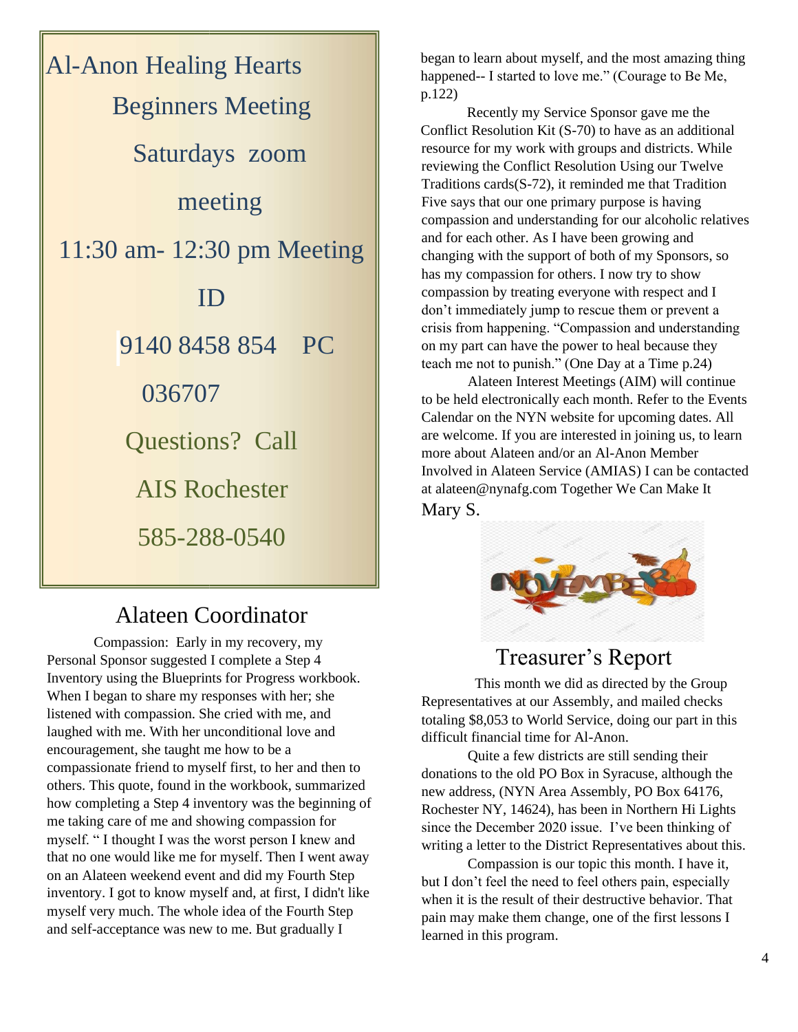Al-Anon Healing Hearts

Beginners Meeting

Saturdays zoom meeting

11:30 am- 12:30 pm Meeting ID

9140 8458 854 PC 036707

Questions? Call

AIS Rochester

585-288-0540

## Alateen Coordinator

Compassion: Early in my recovery, my Personal Sponsor suggested I complete a Step 4 Inventory using the Blueprints for Progress workbook. When I began to share my responses with her; she listened with compassion. She cried with me, and laughed with me. With her unconditional love and encouragement, she taught me how to be a compassionate friend to myself first, to her and then to others. This quote, found in the workbook, summarized how completing a Step 4 inventory was the beginning of me taking care of me and showing compassion for myself. " I thought I was the worst person I knew and that no one would like me for myself. Then I went away on an Alateen weekend event and did my Fourth Step inventory. I got to know myself and, at first, I didn't like myself very much. The whole idea of the Fourth Step and self-acceptance was new to me. But gradually I began to learn about myself, and the most amazing thing happened-- I started to love me." (Courage to Be Me, p.122)

Recently my Service Sponsor gave me the Conflict Resolution Kit (S-70) to have as an additional resource for my work with groups and districts. While reviewing the Conflict Resolution Using our Twelve Traditions cards(S-72), it reminded me that Tradition Five says that our one primary purpose is having compassion and understanding for our alcoholic relatives and for each other. As I have been growing and changing with the support of both of my Sponsors, so has my compassion for others. I now try to show compassion by treating everyone with respect and I don't immediately jump to rescue them or prevent a crisis from happening. "Compassion and understanding on my part can have the power to heal because they teach me not to punish." (One Day at a Time p.24)

Alateen Interest Meetings (AIM) will continue to be held electronically each month. Refer to the Events Calendar on the NYN website for upcoming dates. All are welcome. If you are interested in joining us, to learn more about Alateen and/or an Al-Anon Member Involved in Alateen Service (AMIAS) I can be contacted at alateen@nynafg.com Together We Can Make It

Mary S.

## Treasurer's Report

This month we did as directed by the Group Representatives at our Assembly, and mailed checks totaling $8,053 to World Service, doing our part in this difficult financial time for Al-Anon.

Quite a few districts are still sending their donations to the old PO Box in Syracuse, although the new address, (NYN Area Assembly, PO Box 64176, Rochester NY, 14624), has been in Northern Hi Lights since the December 2020 issue. I've been thinking of writing a letter to the District Representatives about this.

Compassion is our topic this month. I have it, but I don't feel the need to feel others pain, especially when it is the result of their destructive behavior. That pain may make them change, one of the first lessons I learned in this program.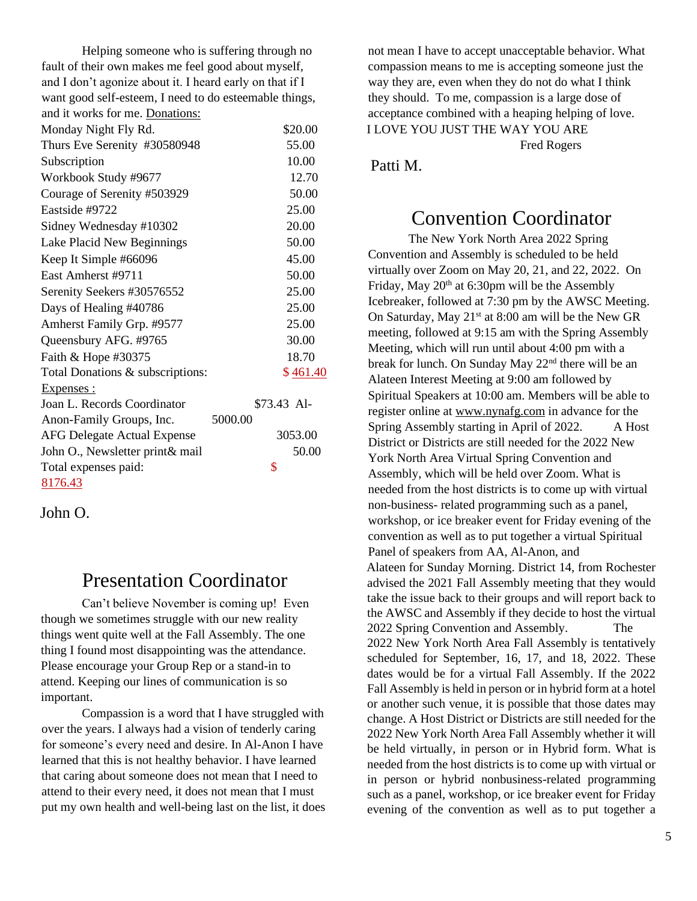Helping someone who is suffering through no fault of their own makes me feel good about myself, and I don't agonize about it. I heard early on that if I want good self-esteem, I need to do esteemable things, and it works for me. Donations:

| | |
|---|---|
| Monday Night Fly Rd. | $20.00 |
| Thurs Eve Serenity #30580948 | 55.00 |
| Subscription | 10.00 |
| Workbook Study #9677 | 12.70 |
| Courage of Serenity #503929 | 50.00 |
| Eastside #9722 | 25.00 |
| Sidney Wednesday #10302 | 20.00 |
| Lake Placid New Beginnings | 50.00 |
| Keep It Simple #66096 | 45.00 |
| East Amherst #9711 | 50.00 |
| Serenity Seekers #30576552 | 25.00 |
| Days of Healing #40786 | 25.00 |
| Amherst Family Grp. #9577 | 25.00 |
| Queensbury AFG. #9765 | 30.00 |
| Faith & Hope #30375 | 18.70 |
| Total Donations & subscriptions: | $ 461.40 |

Expenses :

| | |
|---|---|
| Joan L. Records Coordinator | $73.43 |
| Al-Anon-Family Groups, Inc. | 5000.00 |
| AFG Delegate Actual Expense | 3053.00 |
| John O., Newsletter print& mail | 50.00 |
| Total expenses paid: | $ 8176.43 |

John O.

# Presentation Coordinator

Can't believe November is coming up! Even though we sometimes struggle with our new reality things went quite well at the Fall Assembly. The one thing I found most disappointing was the attendance. Please encourage your Group Rep or a stand-in to attend. Keeping our lines of communication is so important.

Compassion is a word that I have struggled with over the years. I always had a vision of tenderly caring for someone's every need and desire. In Al-Anon I have learned that this is not healthy behavior. I have learned that caring about someone does not mean that I need to attend to their every need, it does not mean that I must put my own health and well-being last on the list, it does not mean I have to accept unacceptable behavior. What compassion means to me is accepting someone just the way they are, even when they do not do what I think they should. To me, compassion is a large dose of acceptance combined with a heaping helping of love.

I LOVE YOU JUST THE WAY YOU ARE

Fred Rogers

Patti M.

# Convention Coordinator

The New York North Area 2022 Spring Convention and Assembly is scheduled to be held virtually over Zoom on May 20, 21, and 22, 2022. On Friday, May 20th at 6:30pm will be the Assembly Icebreaker, followed at 7:30 pm by the AWSC Meeting. On Saturday, May 21st at 8:00 am will be the New GR meeting, followed at 9:15 am with the Spring Assembly Meeting, which will run until about 4:00 pm with a break for lunch. On Sunday May 22nd there will be an Alateen Interest Meeting at 9:00 am followed by Spiritual Speakers at 10:00 am. Members will be able to register online at www.nynafg.com in advance for the Spring Assembly starting in April of 2022. A Host District or Districts are still needed for the 2022 New York North Area Virtual Spring Convention and Assembly, which will be held over Zoom. What is needed from the host districts is to come up with virtual non-business- related programming such as a panel, workshop, or ice breaker event for Friday evening of the convention as well as to put together a virtual Spiritual Panel of speakers from AA, Al-Anon, and Alateen for Sunday Morning. District 14, from Rochester advised the 2021 Fall Assembly meeting that they would take the issue back to their groups and will report back to the AWSC and Assembly if they decide to host the virtual 2022 Spring Convention and Assembly. The 2022 New York North Area Fall Assembly is tentatively scheduled for September, 16, 17, and 18, 2022. These dates would be for a virtual Fall Assembly. If the 2022 Fall Assembly is held in person or in hybrid form at a hotel or another such venue, it is possible that those dates may change. A Host District or Districts are still needed for the 2022 New York North Area Fall Assembly whether it will be held virtually, in person or in Hybrid form. What is needed from the host districts is to come up with virtual or in person or hybrid nonbusiness-related programming such as a panel, workshop, or ice breaker event for Friday evening of the convention as well as to put together a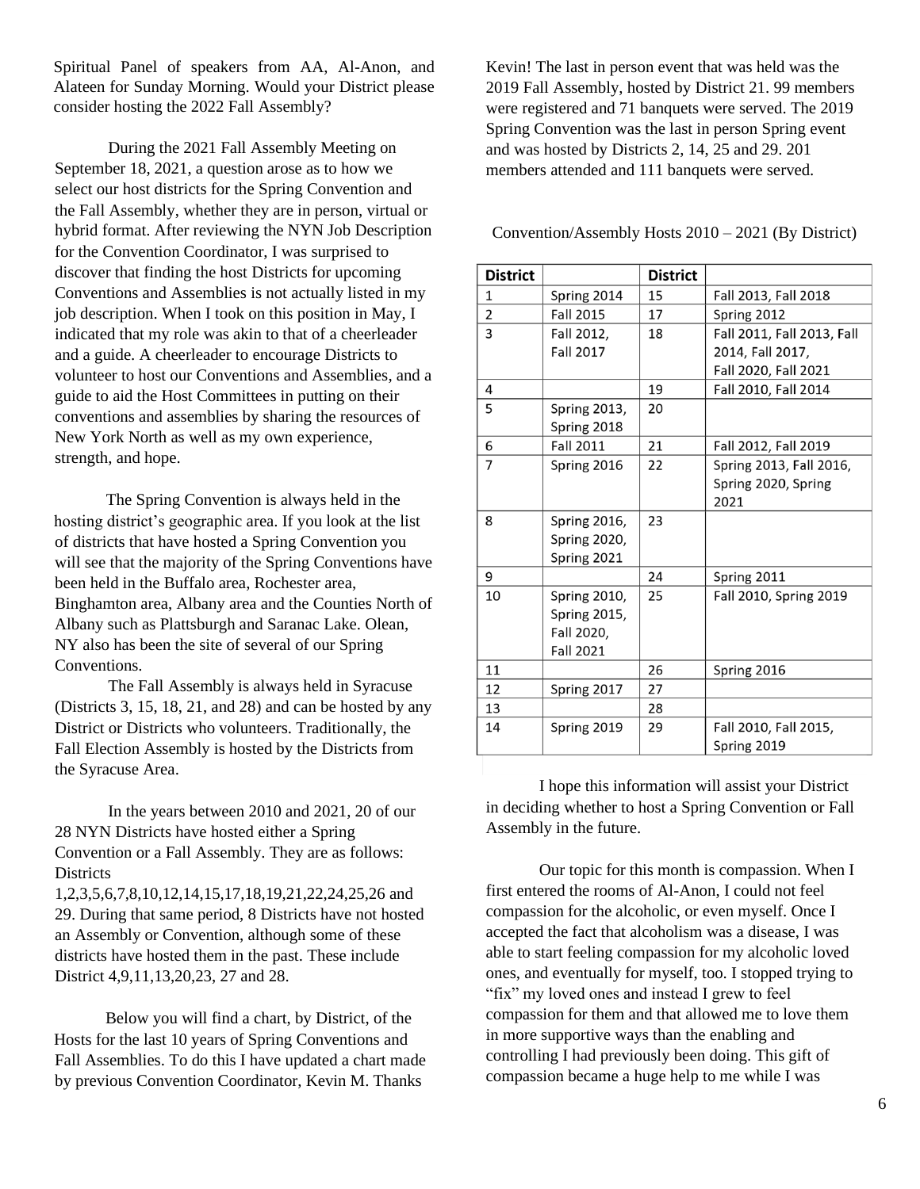Spiritual Panel of speakers from AA, Al-Anon, and Alateen for Sunday Morning. Would your District please consider hosting the 2022 Fall Assembly?

During the 2021 Fall Assembly Meeting on September 18, 2021, a question arose as to how we select our host districts for the Spring Convention and the Fall Assembly, whether they are in person, virtual or hybrid format. After reviewing the NYN Job Description for the Convention Coordinator, I was surprised to discover that finding the host Districts for upcoming Conventions and Assemblies is not actually listed in my job description. When I took on this position in May, I indicated that my role was akin to that of a cheerleader and a guide. A cheerleader to encourage Districts to volunteer to host our Conventions and Assemblies, and a guide to aid the Host Committees in putting on their conventions and assemblies by sharing the resources of New York North as well as my own experience, strength, and hope.

The Spring Convention is always held in the hosting district's geographic area. If you look at the list of districts that have hosted a Spring Convention you will see that the majority of the Spring Conventions have been held in the Buffalo area, Rochester area, Binghamton area, Albany area and the Counties North of Albany such as Plattsburgh and Saranac Lake. Olean, NY also has been the site of several of our Spring Conventions.

The Fall Assembly is always held in Syracuse (Districts 3, 15, 18, 21, and 28) and can be hosted by any District or Districts who volunteers. Traditionally, the Fall Election Assembly is hosted by the Districts from the Syracuse Area.

In the years between 2010 and 2021, 20 of our 28 NYN Districts have hosted either a Spring Convention or a Fall Assembly. They are as follows: Districts 1,2,3,5,6,7,8,10,12,14,15,17,18,19,21,22,24,25,26 and 29. During that same period, 8 Districts have not hosted an Assembly or Convention, although some of these districts have hosted them in the past. These include District 4,9,11,13,20,23, 27 and 28.

Below you will find a chart, by District, of the Hosts for the last 10 years of Spring Conventions and Fall Assemblies. To do this I have updated a chart made by previous Convention Coordinator, Kevin M. Thanks Kevin! The last in person event that was held was the 2019 Fall Assembly, hosted by District 21. 99 members were registered and 71 banquets were served. The 2019 Spring Convention was the last in person Spring event and was hosted by Districts 2, 14, 25 and 29. 201 members attended and 111 banquets were served.

Convention/Assembly Hosts 2010 – 2021 (By District)

| District | | District | |
|---|---|---|---|
| 1 | Spring 2014 | 15 | Fall 2013, Fall 2018 |
| 2 | Fall 2015 | 17 | Spring 2012 |
| 3 | Fall 2012, Fall 2017 | 18 | Fall 2011, Fall 2013, Fall 2014, Fall 2017, Fall 2020, Fall 2021 |
| 4 | | 19 | Fall 2010, Fall 2014 |
| 5 | Spring 2013, Spring 2018 | 20 | |
| 6 | Fall 2011 | 21 | Fall 2012, Fall 2019 |
| 7 | Spring 2016 | 22 | Spring 2013, Fall 2016, Spring 2020, Spring 2021 |
| 8 | Spring 2016, Spring 2020, Spring 2021 | 23 | |
| 9 | | 24 | Spring 2011 |
| 10 | Spring 2010, Spring 2015, Fall 2020, Fall 2021 | 25 | Fall 2010, Spring 2019 |
| 11 | | 26 | Spring 2016 |
| 12 | Spring 2017 | 27 | |
| 13 | | 28 | |
| 14 | Spring 2019 | 29 | Fall 2010, Fall 2015, Spring 2019 |

I hope this information will assist your District in deciding whether to host a Spring Convention or Fall Assembly in the future.

Our topic for this month is compassion. When I first entered the rooms of Al-Anon, I could not feel compassion for the alcoholic, or even myself. Once I accepted the fact that alcoholism was a disease, I was able to start feeling compassion for my alcoholic loved ones, and eventually for myself, too. I stopped trying to "fix" my loved ones and instead I grew to feel compassion for them and that allowed me to love them in more supportive ways than the enabling and controlling I had previously been doing. This gift of compassion became a huge help to me while I was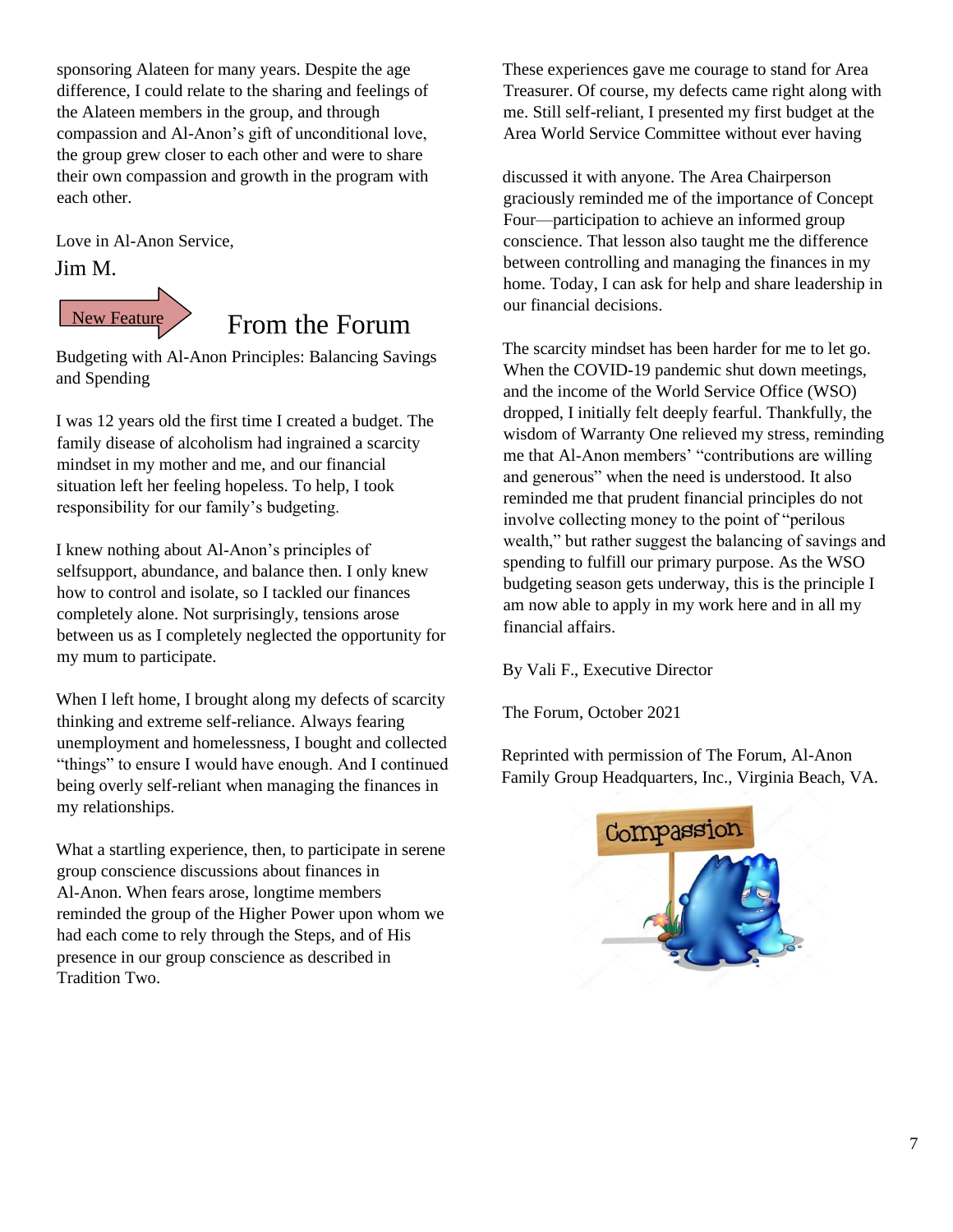sponsoring Alateen for many years. Despite the age difference, I could relate to the sharing and feelings of the Alateen members in the group, and through compassion and Al-Anon's gift of unconditional love, the group grew closer to each other and were to share their own compassion and growth in the program with each other.

Love in Al-Anon Service,

Jim M.

New Feature

## From the Forum

Budgeting with Al-Anon Principles: Balancing Savings and Spending

I was 12 years old the first time I created a budget. The family disease of alcoholism had ingrained a scarcity mindset in my mother and me, and our financial situation left her feeling hopeless. To help, I took responsibility for our family's budgeting.

I knew nothing about Al-Anon's principles of selfsupport, abundance, and balance then. I only knew how to control and isolate, so I tackled our finances completely alone. Not surprisingly, tensions arose between us as I completely neglected the opportunity for my mum to participate.

When I left home, I brought along my defects of scarcity thinking and extreme self-reliance. Always fearing unemployment and homelessness, I bought and collected "things" to ensure I would have enough. And I continued being overly self-reliant when managing the finances in my relationships.

What a startling experience, then, to participate in serene group conscience discussions about finances in Al-Anon. When fears arose, longtime members reminded the group of the Higher Power upon whom we had each come to rely through the Steps, and of His presence in our group conscience as described in Tradition Two.

These experiences gave me courage to stand for Area Treasurer. Of course, my defects came right along with me. Still self-reliant, I presented my first budget at the Area World Service Committee without ever having discussed it with anyone. The Area Chairperson graciously reminded me of the importance of Concept Four—participation to achieve an informed group conscience. That lesson also taught me the difference between controlling and managing the finances in my home. Today, I can ask for help and share leadership in our financial decisions.

The scarcity mindset has been harder for me to let go. When the COVID-19 pandemic shut down meetings, and the income of the World Service Office (WSO) dropped, I initially felt deeply fearful. Thankfully, the wisdom of Warranty One relieved my stress, reminding me that Al-Anon members' "contributions are willing and generous" when the need is understood. It also reminded me that prudent financial principles do not involve collecting money to the point of "perilous wealth," but rather suggest the balancing of savings and spending to fulfill our primary purpose. As the WSO budgeting season gets underway, this is the principle I am now able to apply in my work here and in all my financial affairs.

By Vali F., Executive Director

The Forum, October 2021

Reprinted with permission of The Forum, Al-Anon Family Group Headquarters, Inc., Virginia Beach, VA.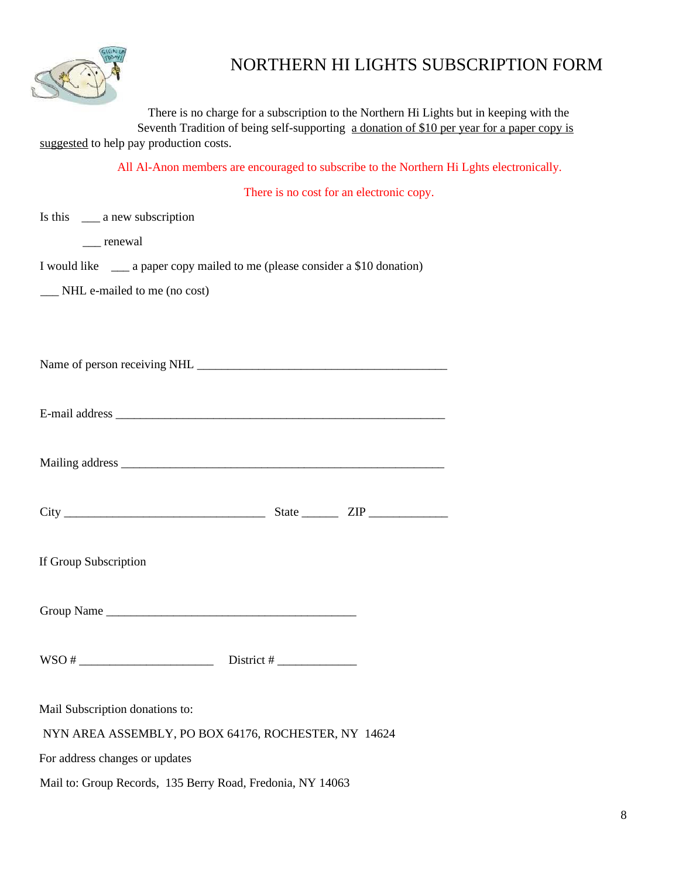# NORTHERN HI LIGHTS SUBSCRIPTION FORM

There is no charge for a subscription to the Northern Hi Lights but in keeping with the Seventh Tradition of being self-supporting a donation of $10 per year for a paper copy is suggested to help pay production costs.

All Al-Anon members are encouraged to subscribe to the Northern Hi Lghts electronically.

There is no cost for an electronic copy.

Is this ___ a new subscription

___ renewal

I would like ___ a paper copy mailed to me (please consider a $10 donation)

___ NHL e-mailed to me (no cost)

Name of person receiving NHL ___________________________________________

E-mail address _________________________________________________________

Mailing address ________________________________________________________

City __________________________________ State ______ ZIP _____________

If Group Subscription

Group Name ___________________________________________

WSO # _______________________ District # _____________

Mail Subscription donations to:

NYN AREA ASSEMBLY, PO BOX 64176, ROCHESTER, NY 14624

For address changes or updates

Mail to: Group Records, 135 Berry Road, Fredonia, NY 14063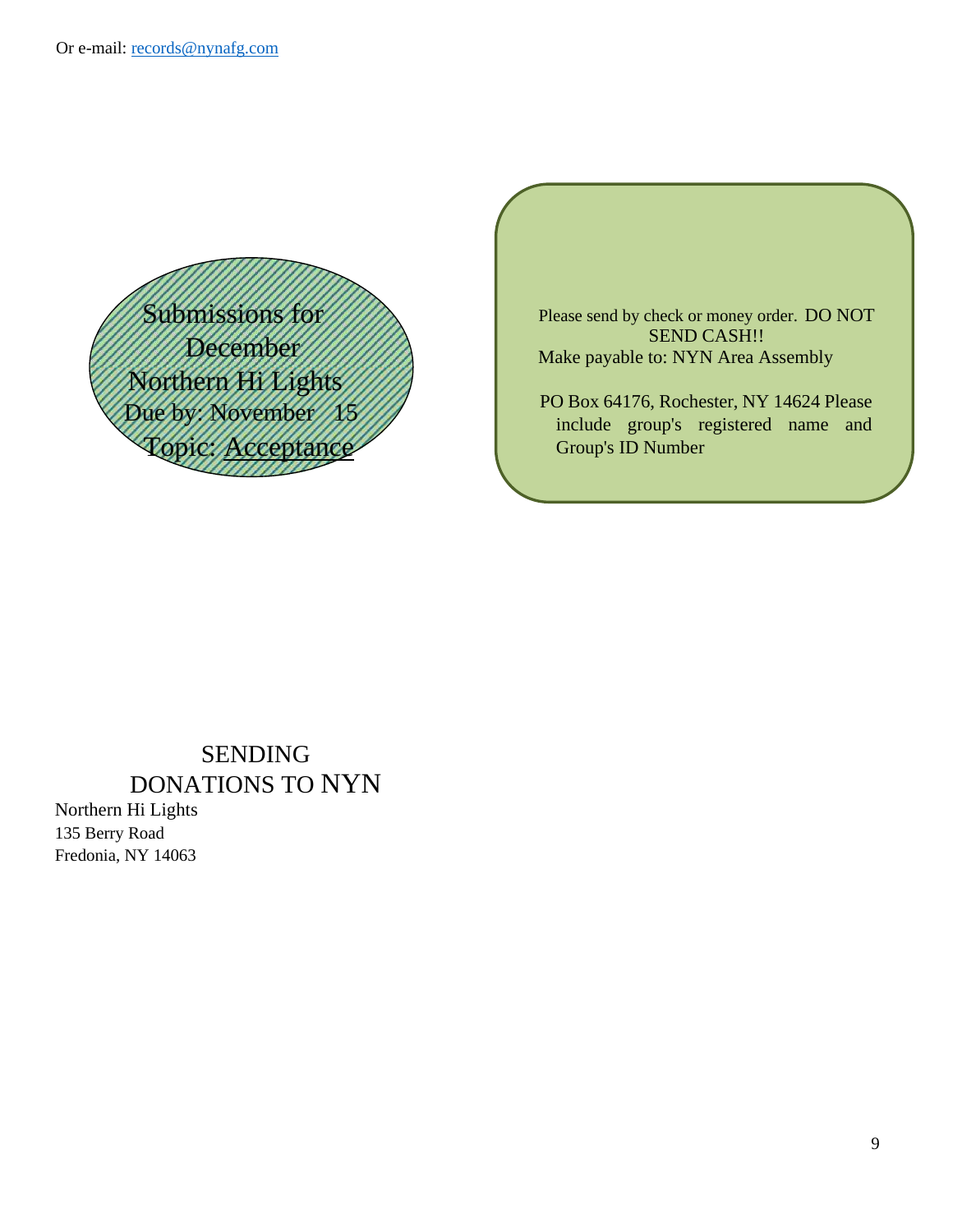Or e-mail: [records@nynafg.com](mailto:records@nynafg.com)

Submissions for
December
Northern Hi Lights
Due by: November 15
Topic: Acceptance

Please send by check or money order. DO NOT SEND CASH!!
Make payable to: NYN Area Assembly

PO Box 64176, Rochester, NY 14624 Please include group's registered name and Group's ID Number

## SENDING DONATIONS TO NYN

Northern Hi Lights
135 Berry Road
Fredonia, NY 14063